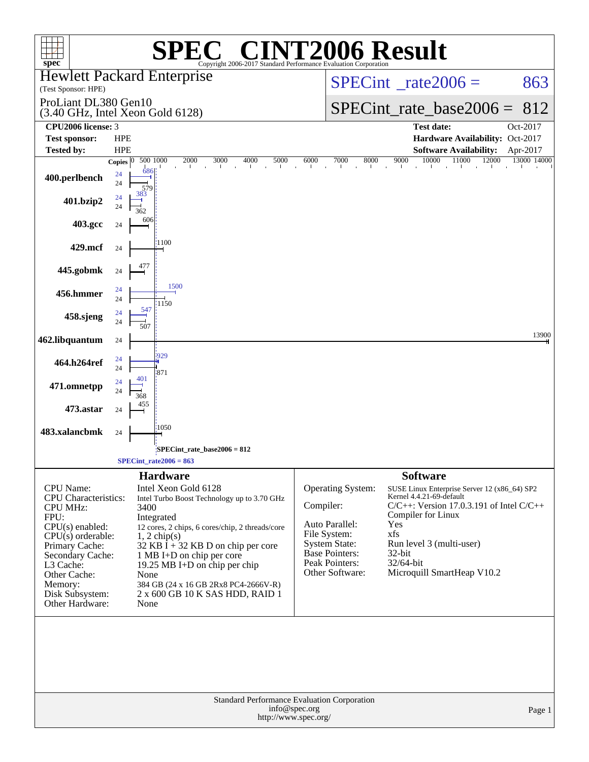# SPEC CINT2006 Result

Copyright 2006-2017 Standard Performance Evaluation Corporation

**Hewlett Packard Enterprise**
(Test Sponsor: HPE)

ProLiant DL380 Gen10
(3.40 GHz, Intel Xeon Gold 6128)

SPECint_rate2006 = 863

SPECint_rate_base2006 = 812

| | | | |
|---|---|---|---|
| **CPU2006 license:** 3 | | **Test date:** | Oct-2017 |
| **Test sponsor:** | HPE | **Hardware Availability:** | Oct-2017 |
| **Tested by:** | HPE | **Software Availability:** | Apr-2017 |

| Benchmark | Copies (peak) | Copies (base) | Peak | Base |
|---|---|---|---|---|
| 400.perlbench | 24 | 24 | 686 | 579 |
| 401.bzip2 | 24 | 24 | 383 | 362 |
| 403.gcc | | 24 | | 606 |
| 429.mcf | | 24 | | 1100 |
| 445.gobmk | | 24 | | 477 |
| 456.hmmer | 24 | 24 | 1500 | 1150 |
| 458.sjeng | 24 | 24 | 547 | 507 |
| 462.libquantum | | 24 | | 13900 |
| 464.h264ref | 24 | 24 | 929 | 871 |
| 471.omnetpp | 24 | 24 | 401 | 368 |
| 473.astar | | 24 | | 455 |
| 483.xalancbmk | | 24 | | 1050 |

SPECint_rate_base2006 = 812

SPECint_rate2006 = 863

## Hardware

| | |
|---|---|
| CPU Name: | Intel Xeon Gold 6128 |
| CPU Characteristics: | Intel Turbo Boost Technology up to 3.70 GHz |
| CPU MHz: | 3400 |
| FPU: | Integrated |
| CPU(s) enabled: | 12 cores, 2 chips, 6 cores/chip, 2 threads/core |
| CPU(s) orderable: | 1, 2 chip(s) |
| Primary Cache: | 32 KB I + 32 KB D on chip per core |
| Secondary Cache: | 1 MB I+D on chip per core |
| L3 Cache: | 19.25 MB I+D on chip per chip |
| Other Cache: | None |
| Memory: | 384 GB (24 x 16 GB 2Rx8 PC4-2666V-R) |
| Disk Subsystem: | 2 x 600 GB 10 K SAS HDD, RAID 1 |
| Other Hardware: | None |

## Software

| | |
|---|---|
| Operating System: | SUSE Linux Enterprise Server 12 (x86_64) SP2 Kernel 4.4.21-69-default |
| Compiler: | C/C++: Version 17.0.3.191 of Intel C/C++ Compiler for Linux |
| Auto Parallel: | Yes |
| File System: | xfs |
| System State: | Run level 3 (multi-user) |
| Base Pointers: | 32-bit |
| Peak Pointers: | 32/64-bit |
| Other Software: | Microquill SmartHeap V10.2 |

Standard Performance Evaluation Corporation
info@spec.org
http://www.spec.org/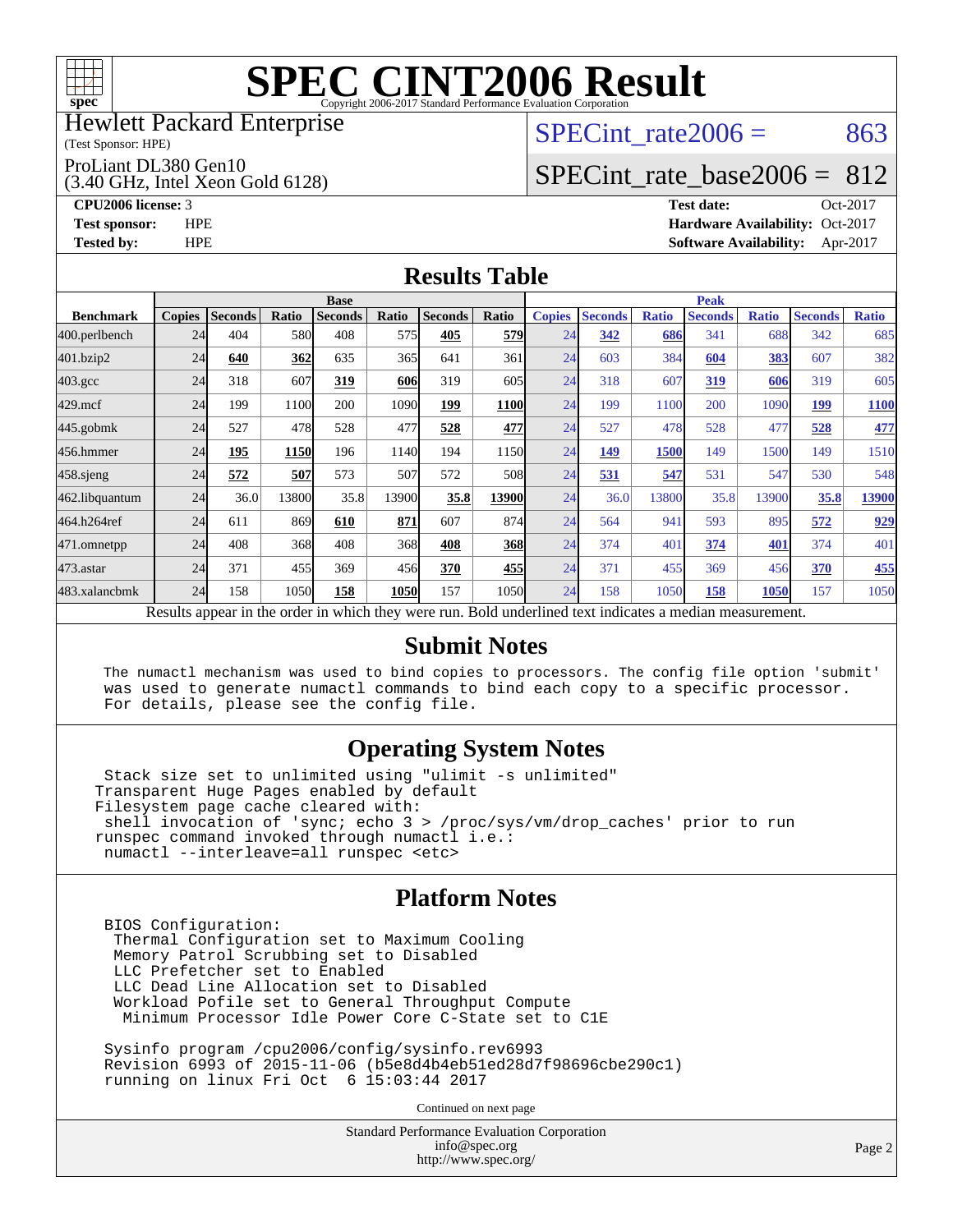# SPEC CINT2006 Result

Copyright 2006-2017 Standard Performance Evaluation Corporation

Hewlett Packard Enterprise
(Test Sponsor: HPE)

ProLiant DL380 Gen10
(3.40 GHz, Intel Xeon Gold 6128)

SPECint_rate2006 = 863

SPECint_rate_base2006 = 812

**CPU2006 license:** 3
**Test sponsor:** HPE
**Tested by:** HPE

**Test date:** Oct-2017
**Hardware Availability:** Oct-2017
**Software Availability:** Apr-2017

## Results Table

| Benchmark | Base | | | | | | | Peak | | | | | | |
|---|---|---|---|---|---|---|---|---|---|---|---|---|---|---|
| | Copies | Seconds | Ratio | Seconds | Ratio | Seconds | Ratio | Copies | Seconds | Ratio | Seconds | Ratio | Seconds | Ratio |
| 400.perlbench | 24 | 404 | 580 | 408 | 575 | **405** | **579** | 24 | **342** | **686** | 341 | 688 | 342 | 685 |
| 401.bzip2 | 24 | **640** | **362** | 635 | 365 | 641 | 361 | 24 | 603 | 384 | **604** | **383** | 607 | 382 |
| 403.gcc | 24 | 318 | 607 | **319** | **606** | 319 | 605 | 24 | 318 | 607 | **319** | **606** | 319 | 605 |
| 429.mcf | 24 | 199 | 1100 | 200 | 1090 | **199** | **1100** | 24 | 199 | 1100 | 200 | 1090 | **199** | **1100** |
| 445.gobmk | 24 | 527 | 478 | 528 | 477 | **528** | **477** | 24 | 527 | 478 | 528 | 477 | **528** | **477** |
| 456.hmmer | 24 | **195** | **1150** | 196 | 1140 | 194 | 1150 | 24 | **149** | **1500** | 149 | 1500 | 149 | 1510 |
| 458.sjeng | 24 | **572** | **507** | 573 | 507 | 572 | 508 | 24 | **531** | **547** | 531 | 547 | 530 | 548 |
| 462.libquantum | 24 | 36.0 | 13800 | 35.8 | 13900 | **35.8** | **13900** | 24 | 36.0 | 13800 | 35.8 | 13900 | **35.8** | **13900** |
| 464.h264ref | 24 | 611 | 869 | **610** | **871** | 607 | 874 | 24 | 564 | 941 | 593 | 895 | **572** | **929** |
| 471.omnetpp | 24 | 408 | 368 | 408 | 368 | **408** | **368** | 24 | 374 | 401 | **374** | **401** | 374 | 401 |
| 473.astar | 24 | 371 | 455 | 369 | 456 | **370** | **455** | 24 | 371 | 455 | 369 | 456 | **370** | **455** |
| 483.xalancbmk | 24 | 158 | 1050 | **158** | **1050** | 157 | 1050 | 24 | 158 | 1050 | **158** | **1050** | 157 | 1050 |

Results appear in the order in which they were run. Bold underlined text indicates a median measurement.

## Submit Notes

```
The numactl mechanism was used to bind copies to processors. The config file option 'submit'
was used to generate numactl commands to bind each copy to a specific processor.
For details, please see the config file.
```

## Operating System Notes

```
 Stack size set to unlimited using "ulimit -s unlimited"
Transparent Huge Pages enabled by default
Filesystem page cache cleared with:
 shell invocation of 'sync; echo 3 > /proc/sys/vm/drop_caches' prior to run
runspec command invoked through numactl i.e.:
 numactl --interleave=all runspec <etc>
```

## Platform Notes

```
BIOS Configuration:
 Thermal Configuration set to Maximum Cooling
 Memory Patrol Scrubbing set to Disabled
 LLC Prefetcher set to Enabled
 LLC Dead Line Allocation set to Disabled
 Workload Pofile set to General Throughput Compute
  Minimum Processor Idle Power Core C-State set to C1E

Sysinfo program /cpu2006/config/sysinfo.rev6993
Revision 6993 of 2015-11-06 (b5e8d4b4eb51ed28d7f98696cbe290c1)
running on linux Fri Oct  6 15:03:44 2017
```

Continued on next page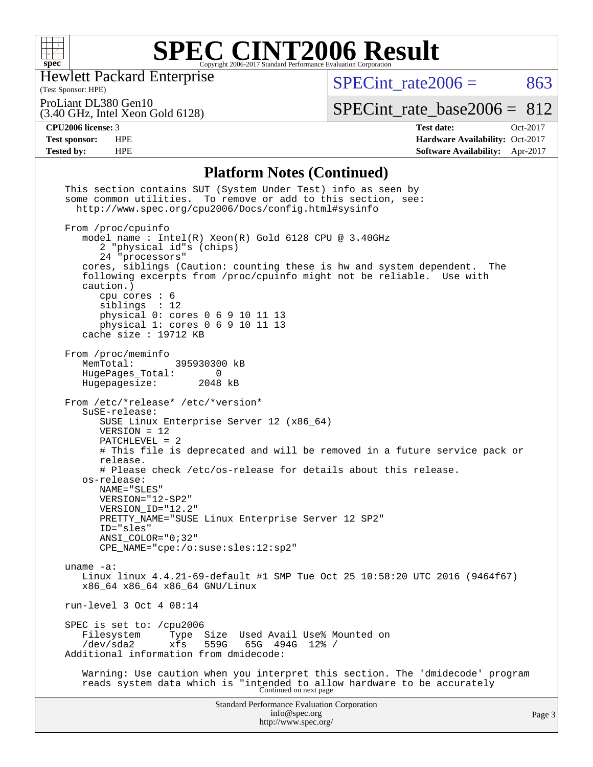## Platform Notes (Continued)

```
This section contains SUT (System Under Test) info as seen by
some common utilities.  To remove or add to this section, see:
  http://www.spec.org/cpu2006/Docs/config.html#sysinfo

From /proc/cpuinfo
   model name : Intel(R) Xeon(R) Gold 6128 CPU @ 3.40GHz
      2 "physical id"s (chips)
      24 "processors"
   cores, siblings (Caution: counting these is hw and system dependent.  The
   following excerpts from /proc/cpuinfo might not be reliable.  Use with
   caution.)
      cpu cores : 6
      siblings  : 12
      physical 0: cores 0 6 9 10 11 13
      physical 1: cores 0 6 9 10 11 13
   cache size : 19712 KB

From /proc/meminfo
   MemTotal:       395930300 kB
   HugePages_Total:       0
   Hugepagesize:       2048 kB

From /etc/*release* /etc/*version*
   SuSE-release:
      SUSE Linux Enterprise Server 12 (x86_64)
      VERSION = 12
      PATCHLEVEL = 2
      # This file is deprecated and will be removed in a future service pack or
      release.
      # Please check /etc/os-release for details about this release.
   os-release:
      NAME="SLES"
      VERSION="12-SP2"
      VERSION_ID="12.2"
      PRETTY_NAME="SUSE Linux Enterprise Server 12 SP2"
      ID="sles"
      ANSI_COLOR="0;32"
      CPE_NAME="cpe:/o:suse:sles:12:sp2"

uname -a:
   Linux linux 4.4.21-69-default #1 SMP Tue Oct 25 10:58:20 UTC 2016 (9464f67)
   x86_64 x86_64 x86_64 GNU/Linux

run-level 3 Oct 4 08:14

SPEC is set to: /cpu2006
   Filesystem     Type  Size  Used Avail Use% Mounted on
   /dev/sda2      xfs   559G   65G  494G  12% /
Additional information from dmidecode:

   Warning: Use caution when you interpret this section. The 'dmidecode' program
   reads system data which is "intended to allow hardware to be accurately
```

Continued on next page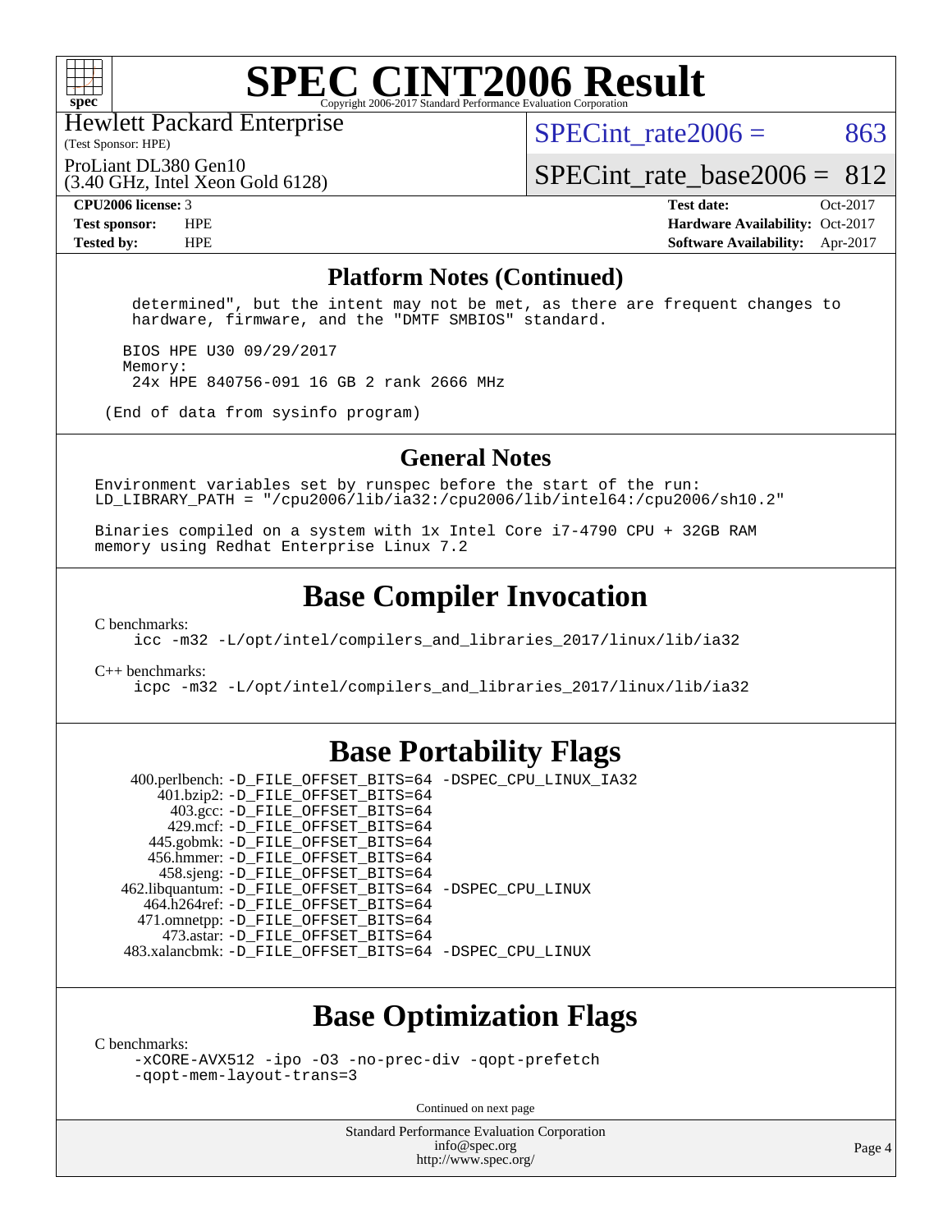# SPEC CINT2006 Result

Hewlett Packard Enterprise
(Test Sponsor: HPE)

ProLiant DL380 Gen10
(3.40 GHz, Intel Xeon Gold 6128)

SPECint_rate2006 = 863

SPECint_rate_base2006 = 812

| | | | |
|---|---|---|---|
| **CPU2006 license:** | 3 | **Test date:** | Oct-2017 |
| **Test sponsor:** | HPE | **Hardware Availability:** | Oct-2017 |
| **Tested by:** | HPE | **Software Availability:** | Apr-2017 |

## Platform Notes (Continued)

```
    determined", but the intent may not be met, as there are frequent changes to
    hardware, firmware, and the "DMTF SMBIOS" standard.

   BIOS HPE U30 09/29/2017
   Memory:
    24x HPE 840756-091 16 GB 2 rank 2666 MHz

 (End of data from sysinfo program)
```

## General Notes

```
Environment variables set by runspec before the start of the run:
LD_LIBRARY_PATH = "/cpu2006/lib/ia32:/cpu2006/lib/intel64:/cpu2006/sh10.2"

Binaries compiled on a system with 1x Intel Core i7-4790 CPU + 32GB RAM
memory using Redhat Enterprise Linux 7.2
```

## Base Compiler Invocation

C benchmarks:
```
icc -m32 -L/opt/intel/compilers_and_libraries_2017/linux/lib/ia32
```

C++ benchmarks:
```
icpc -m32 -L/opt/intel/compilers_and_libraries_2017/linux/lib/ia32
```

## Base Portability Flags

```
   400.perlbench: -D_FILE_OFFSET_BITS=64 -DSPEC_CPU_LINUX_IA32
      401.bzip2: -D_FILE_OFFSET_BITS=64
        403.gcc: -D_FILE_OFFSET_BITS=64
        429.mcf: -D_FILE_OFFSET_BITS=64
      445.gobmk: -D_FILE_OFFSET_BITS=64
     456.hmmer: -D_FILE_OFFSET_BITS=64
      458.sjeng: -D_FILE_OFFSET_BITS=64
462.libquantum: -D_FILE_OFFSET_BITS=64 -DSPEC_CPU_LINUX
    464.h264ref: -D_FILE_OFFSET_BITS=64
   471.omnetpp: -D_FILE_OFFSET_BITS=64
       473.astar: -D_FILE_OFFSET_BITS=64
 483.xalancbmk: -D_FILE_OFFSET_BITS=64 -DSPEC_CPU_LINUX
```

## Base Optimization Flags

C benchmarks:
```
-xCORE-AVX512 -ipo -O3 -no-prec-div -qopt-prefetch
-qopt-mem-layout-trans=3
```

Continued on next page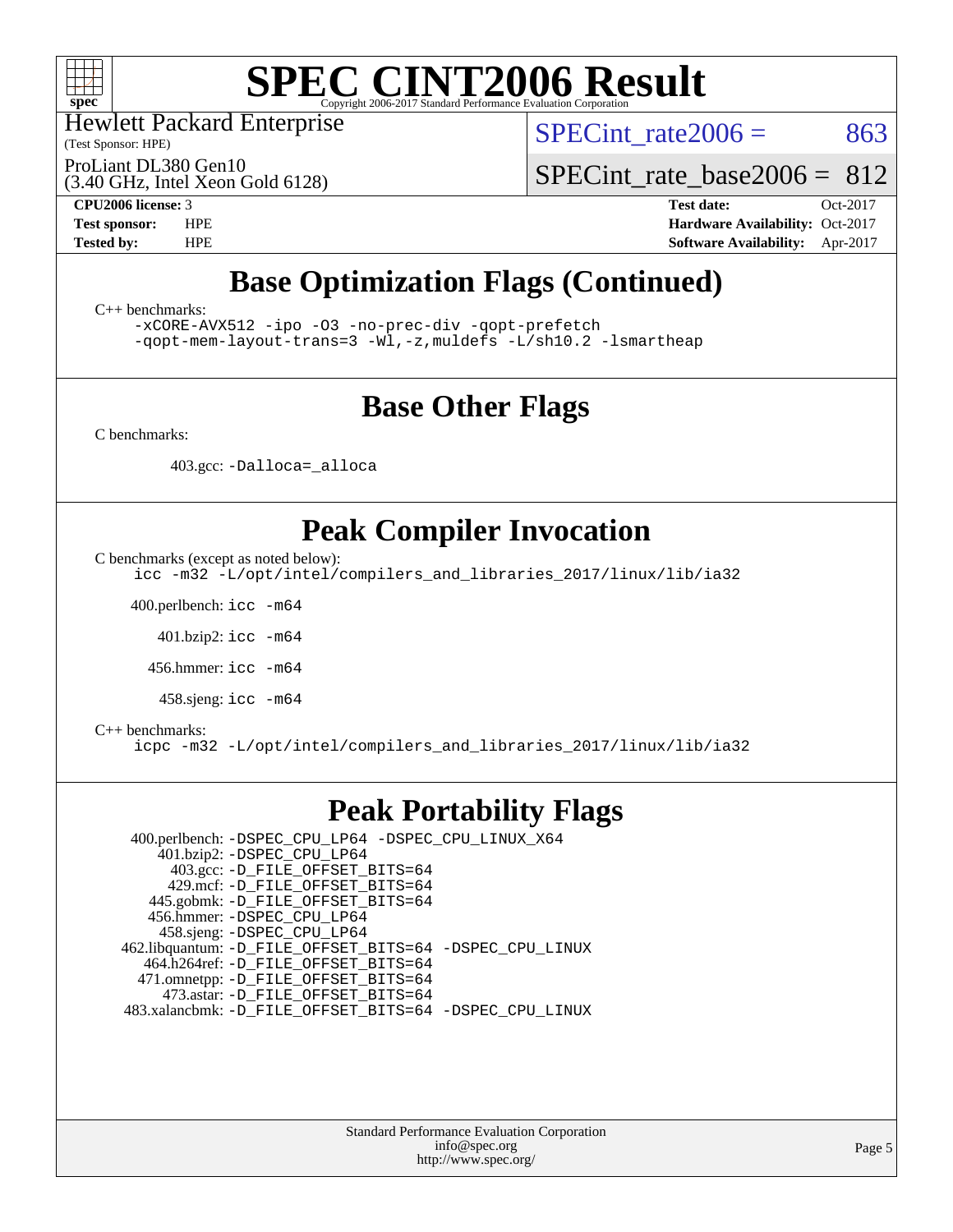# SPEC CINT2006 Result

Hewlett Packard Enterprise
(Test Sponsor: HPE)

ProLiant DL380 Gen10
(3.40 GHz, Intel Xeon Gold 6128)

SPECint_rate2006 = 863

SPECint_rate_base2006 = 812

| | | | |
|---|---|---|---|
| **CPU2006 license:** 3 | | **Test date:** | Oct-2017 |
| **Test sponsor:** | HPE | **Hardware Availability:** | Oct-2017 |
| **Tested by:** | HPE | **Software Availability:** | Apr-2017 |

## Base Optimization Flags (Continued)

C++ benchmarks:

```
-xCORE-AVX512 -ipo -O3 -no-prec-div -qopt-prefetch
-qopt-mem-layout-trans=3 -Wl,-z,muldefs -L/sh10.2 -lsmartheap
```

## Base Other Flags

C benchmarks:

403.gcc: `-Dalloca=_alloca`

## Peak Compiler Invocation

C benchmarks (except as noted below):

```
icc -m32 -L/opt/intel/compilers_and_libraries_2017/linux/lib/ia32
```

400.perlbench: `icc -m64`

401.bzip2: `icc -m64`

456.hmmer: `icc -m64`

458.sjeng: `icc -m64`

C++ benchmarks:

```
icpc -m32 -L/opt/intel/compilers_and_libraries_2017/linux/lib/ia32
```

## Peak Portability Flags

400.perlbench: `-DSPEC_CPU_LP64 -DSPEC_CPU_LINUX_X64`
401.bzip2: `-DSPEC_CPU_LP64`
403.gcc: `-D_FILE_OFFSET_BITS=64`
429.mcf: `-D_FILE_OFFSET_BITS=64`
445.gobmk: `-D_FILE_OFFSET_BITS=64`
456.hmmer: `-DSPEC_CPU_LP64`
458.sjeng: `-DSPEC_CPU_LP64`
462.libquantum: `-D_FILE_OFFSET_BITS=64 -DSPEC_CPU_LINUX`
464.h264ref: `-D_FILE_OFFSET_BITS=64`
471.omnetpp: `-D_FILE_OFFSET_BITS=64`
473.astar: `-D_FILE_OFFSET_BITS=64`
483.xalancbmk: `-D_FILE_OFFSET_BITS=64 -DSPEC_CPU_LINUX`

Standard Performance Evaluation Corporation
info@spec.org
http://www.spec.org/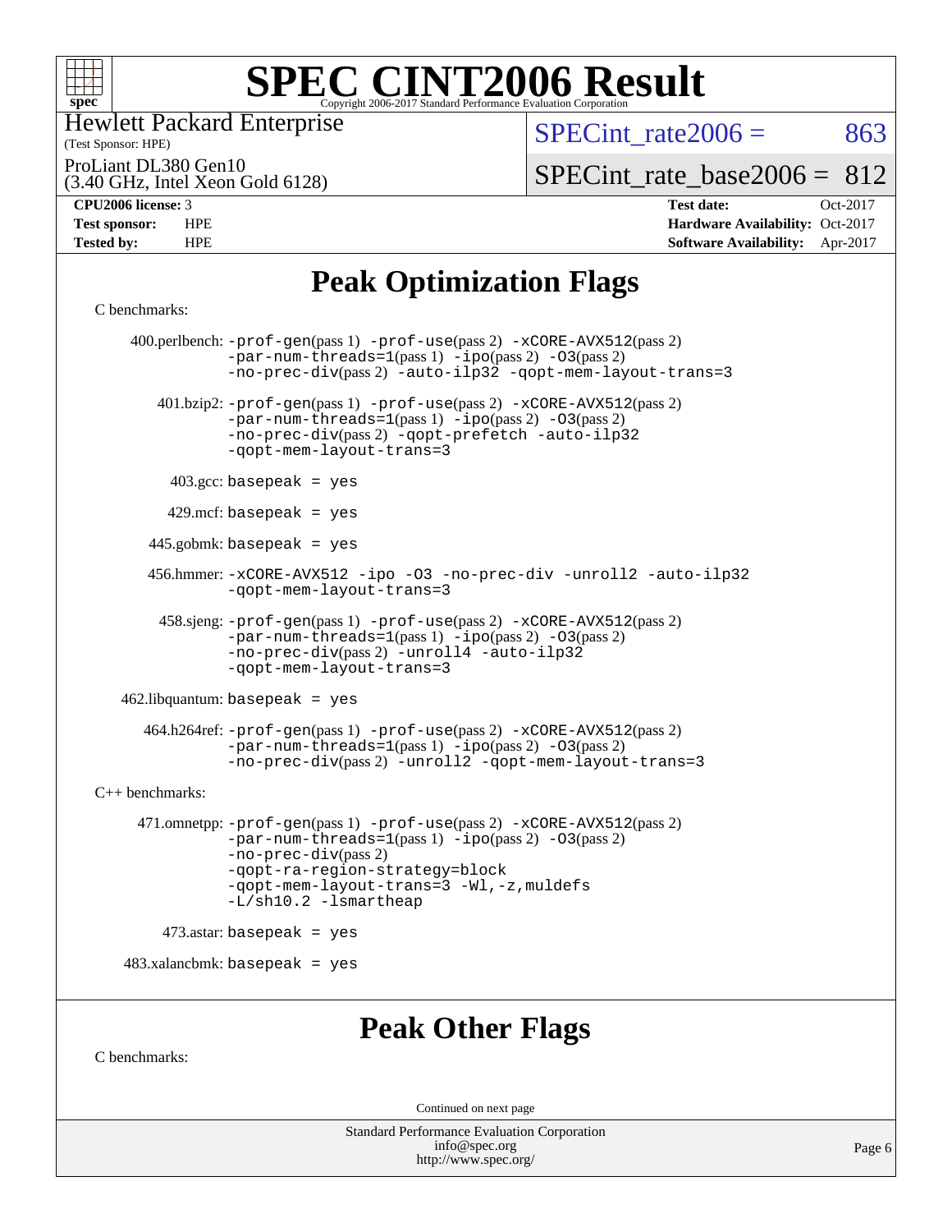# SPEC CINT2006 Result

Hewlett Packard Enterprise
(Test Sponsor: HPE)

ProLiant DL380 Gen10
(3.40 GHz, Intel Xeon Gold 6128)

SPECint_rate2006 = 863

SPECint_rate_base2006 = 812

| | | | |
|---|---|---|---|
| **CPU2006 license:** | 3 | **Test date:** | Oct-2017 |
| **Test sponsor:** | HPE | **Hardware Availability:** | Oct-2017 |
| **Tested by:** | HPE | **Software Availability:** | Apr-2017 |

## Peak Optimization Flags

C benchmarks:

400.perlbench: -prof-gen(pass 1) -prof-use(pass 2) -xCORE-AVX512(pass 2) -par-num-threads=1(pass 1) -ipo(pass 2) -O3(pass 2) -no-prec-div(pass 2) -auto-ilp32 -qopt-mem-layout-trans=3

401.bzip2: -prof-gen(pass 1) -prof-use(pass 2) -xCORE-AVX512(pass 2) -par-num-threads=1(pass 1) -ipo(pass 2) -O3(pass 2) -no-prec-div(pass 2) -qopt-prefetch -auto-ilp32 -qopt-mem-layout-trans=3

403.gcc: basepeak = yes

429.mcf: basepeak = yes

445.gobmk: basepeak = yes

456.hmmer: -xCORE-AVX512 -ipo -O3 -no-prec-div -unroll2 -auto-ilp32 -qopt-mem-layout-trans=3

458.sjeng: -prof-gen(pass 1) -prof-use(pass 2) -xCORE-AVX512(pass 2) -par-num-threads=1(pass 1) -ipo(pass 2) -O3(pass 2) -no-prec-div(pass 2) -unroll4 -auto-ilp32 -qopt-mem-layout-trans=3

462.libquantum: basepeak = yes

464.h264ref: -prof-gen(pass 1) -prof-use(pass 2) -xCORE-AVX512(pass 2) -par-num-threads=1(pass 1) -ipo(pass 2) -O3(pass 2) -no-prec-div(pass 2) -unroll2 -qopt-mem-layout-trans=3

C++ benchmarks:

471.omnetpp: -prof-gen(pass 1) -prof-use(pass 2) -xCORE-AVX512(pass 2) -par-num-threads=1(pass 1) -ipo(pass 2) -O3(pass 2) -no-prec-div(pass 2) -qopt-ra-region-strategy=block -qopt-mem-layout-trans=3 -Wl,-z,muldefs -L/sh10.2 -lsmartheap

473.astar: basepeak = yes

483.xalancbmk: basepeak = yes

## Peak Other Flags

C benchmarks:

Continued on next page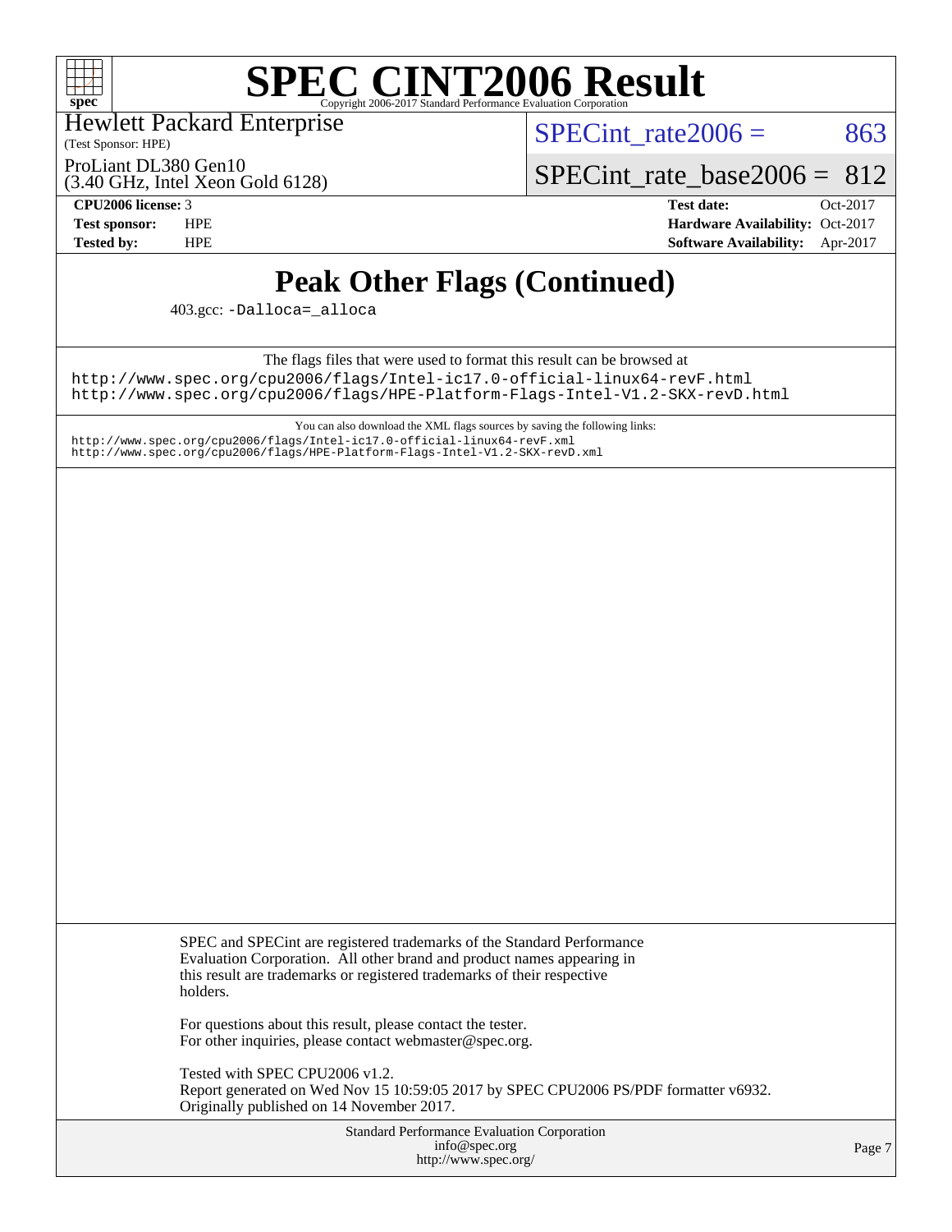# SPEC CINT2006 Result

Copyright 2006-2017 Standard Performance Evaluation Corporation

Hewlett Packard Enterprise
(Test Sponsor: HPE)

ProLiant DL380 Gen10
(3.40 GHz, Intel Xeon Gold 6128)

SPECint_rate2006 = 863

SPECint_rate_base2006 = 812

**CPU2006 license:** 3
**Test sponsor:** HPE
**Tested by:** HPE

**Test date:** Oct-2017
**Hardware Availability:** Oct-2017
**Software Availability:** Apr-2017

## Peak Other Flags (Continued)

403.gcc: `-Dalloca=_alloca`

The flags files that were used to format this result can be browsed at
http://www.spec.org/cpu2006/flags/Intel-ic17.0-official-linux64-revF.html
http://www.spec.org/cpu2006/flags/HPE-Platform-Flags-Intel-V1.2-SKX-revD.html

You can also download the XML flags sources by saving the following links:
http://www.spec.org/cpu2006/flags/Intel-ic17.0-official-linux64-revF.xml
http://www.spec.org/cpu2006/flags/HPE-Platform-Flags-Intel-V1.2-SKX-revD.xml

SPEC and SPECint are registered trademarks of the Standard Performance Evaluation Corporation. All other brand and product names appearing in this result are trademarks or registered trademarks of their respective holders.

For questions about this result, please contact the tester.
For other inquiries, please contact webmaster@spec.org.

Tested with SPEC CPU2006 v1.2.
Report generated on Wed Nov 15 10:59:05 2017 by SPEC CPU2006 PS/PDF formatter v6932.
Originally published on 14 November 2017.

Standard Performance Evaluation Corporation
info@spec.org
http://www.spec.org/